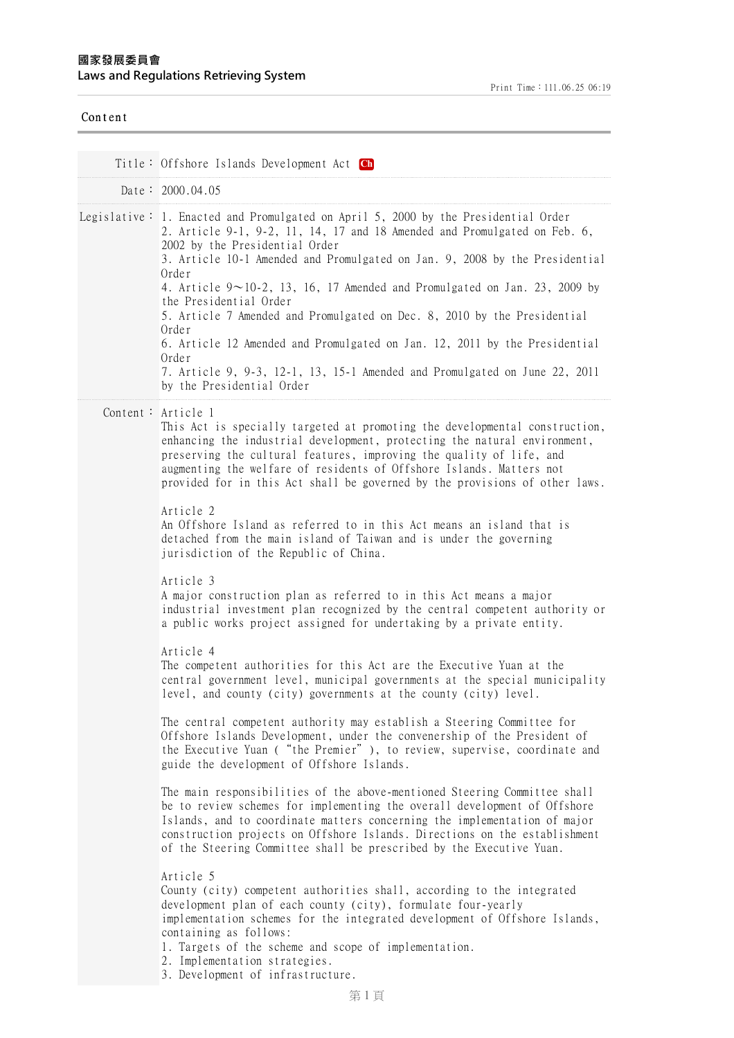國家發展委員會
Laws and Regulations Retrieving System

Print Time：111.06.25 06:19

Content

| | |
|---|---|
| Title： | Offshore Islands Development Act Ch |
| Date： | 2000.04.05 |
| Legislative： | 1. Enacted and Promulgated on April 5, 2000 by the Presidential Order<br>2. Article 9-1, 9-2, 11, 14, 17 and 18 Amended and Promulgated on Feb. 6, 2002 by the Presidential Order<br>3. Article 10-1 Amended and Promulgated on Jan. 9, 2008 by the Presidential Order<br>4. Article 9～10-2, 13, 16, 17 Amended and Promulgated on Jan. 23, 2009 by the Presidential Order<br>5. Article 7 Amended and Promulgated on Dec. 8, 2010 by the Presidential Order<br>6. Article 12 Amended and Promulgated on Jan. 12, 2011 by the Presidential Order<br>7. Article 9, 9-3, 12-1, 13, 15-1 Amended and Promulgated on June 22, 2011 by the Presidential Order |

Content：

Article 1
This Act is specially targeted at promoting the developmental construction, enhancing the industrial development, protecting the natural environment, preserving the cultural features, improving the quality of life, and augmenting the welfare of residents of Offshore Islands. Matters not provided for in this Act shall be governed by the provisions of other laws.

Article 2
An Offshore Island as referred to in this Act means an island that is detached from the main island of Taiwan and is under the governing jurisdiction of the Republic of China.

Article 3
A major construction plan as referred to in this Act means a major industrial investment plan recognized by the central competent authority or a public works project assigned for undertaking by a private entity.

Article 4
The competent authorities for this Act are the Executive Yuan at the central government level, municipal governments at the special municipality level, and county (city) governments at the county (city) level.

The central competent authority may establish a Steering Committee for Offshore Islands Development, under the convenership of the President of the Executive Yuan ( "the Premier" ), to review, supervise, coordinate and guide the development of Offshore Islands.

The main responsibilities of the above-mentioned Steering Committee shall be to review schemes for implementing the overall development of Offshore Islands, and to coordinate matters concerning the implementation of major construction projects on Offshore Islands. Directions on the establishment of the Steering Committee shall be prescribed by the Executive Yuan.

Article 5
County (city) competent authorities shall, according to the integrated development plan of each county (city), formulate four-yearly implementation schemes for the integrated development of Offshore Islands, containing as follows:
1. Targets of the scheme and scope of implementation.
2. Implementation strategies.
3. Development of infrastructure.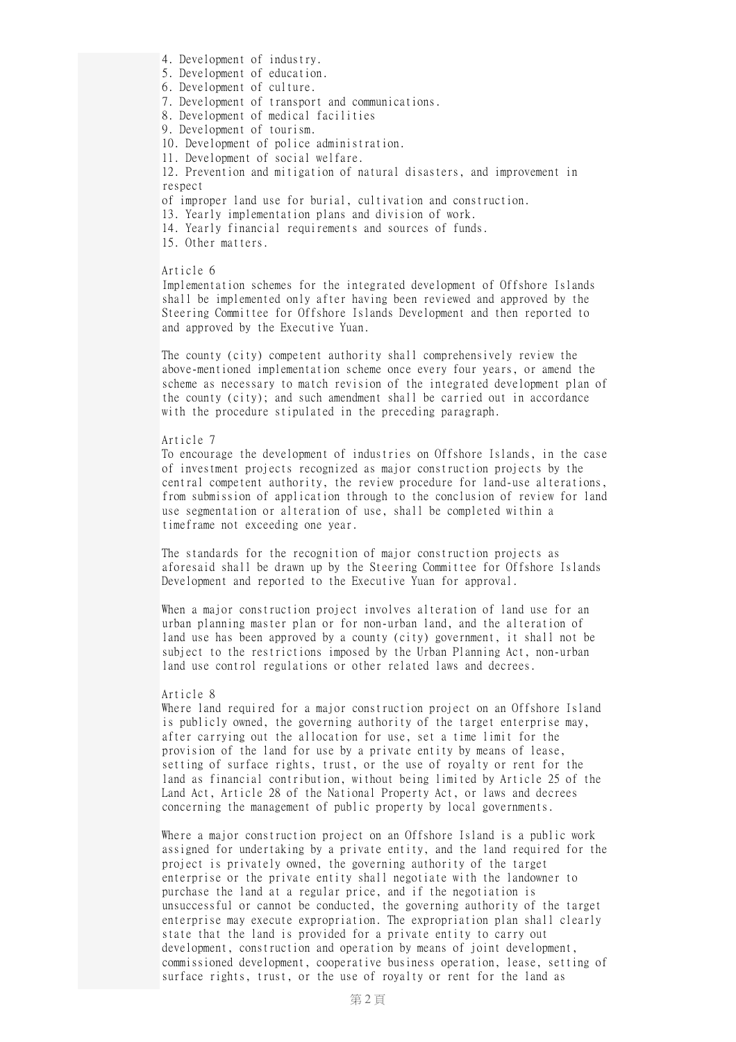4. Development of industry.
5. Development of education.
6. Development of culture.
7. Development of transport and communications.
8. Development of medical facilities
9. Development of tourism.
10. Development of police administration.
11. Development of social welfare.
12. Prevention and mitigation of natural disasters, and improvement in respect of improper land use for burial, cultivation and construction.
13. Yearly implementation plans and division of work.
14. Yearly financial requirements and sources of funds.
15. Other matters.

Article 6
Implementation schemes for the integrated development of Offshore Islands shall be implemented only after having been reviewed and approved by the Steering Committee for Offshore Islands Development and then reported to and approved by the Executive Yuan.

The county (city) competent authority shall comprehensively review the above-mentioned implementation scheme once every four years, or amend the scheme as necessary to match revision of the integrated development plan of the county (city); and such amendment shall be carried out in accordance with the procedure stipulated in the preceding paragraph.

Article 7
To encourage the development of industries on Offshore Islands, in the case of investment projects recognized as major construction projects by the central competent authority, the review procedure for land-use alterations, from submission of application through to the conclusion of review for land use segmentation or alteration of use, shall be completed within a timeframe not exceeding one year.

The standards for the recognition of major construction projects as aforesaid shall be drawn up by the Steering Committee for Offshore Islands Development and reported to the Executive Yuan for approval.

When a major construction project involves alteration of land use for an urban planning master plan or for non-urban land, and the alteration of land use has been approved by a county (city) government, it shall not be subject to the restrictions imposed by the Urban Planning Act, non-urban land use control regulations or other related laws and decrees.

Article 8
Where land required for a major construction project on an Offshore Island is publicly owned, the governing authority of the target enterprise may, after carrying out the allocation for use, set a time limit for the provision of the land for use by a private entity by means of lease, setting of surface rights, trust, or the use of royalty or rent for the land as financial contribution, without being limited by Article 25 of the Land Act, Article 28 of the National Property Act, or laws and decrees concerning the management of public property by local governments.

Where a major construction project on an Offshore Island is a public work assigned for undertaking by a private entity, and the land required for the project is privately owned, the governing authority of the target enterprise or the private entity shall negotiate with the landowner to purchase the land at a regular price, and if the negotiation is unsuccessful or cannot be conducted, the governing authority of the target enterprise may execute expropriation. The expropriation plan shall clearly state that the land is provided for a private entity to carry out development, construction and operation by means of joint development, commissioned development, cooperative business operation, lease, setting of surface rights, trust, or the use of royalty or rent for the land as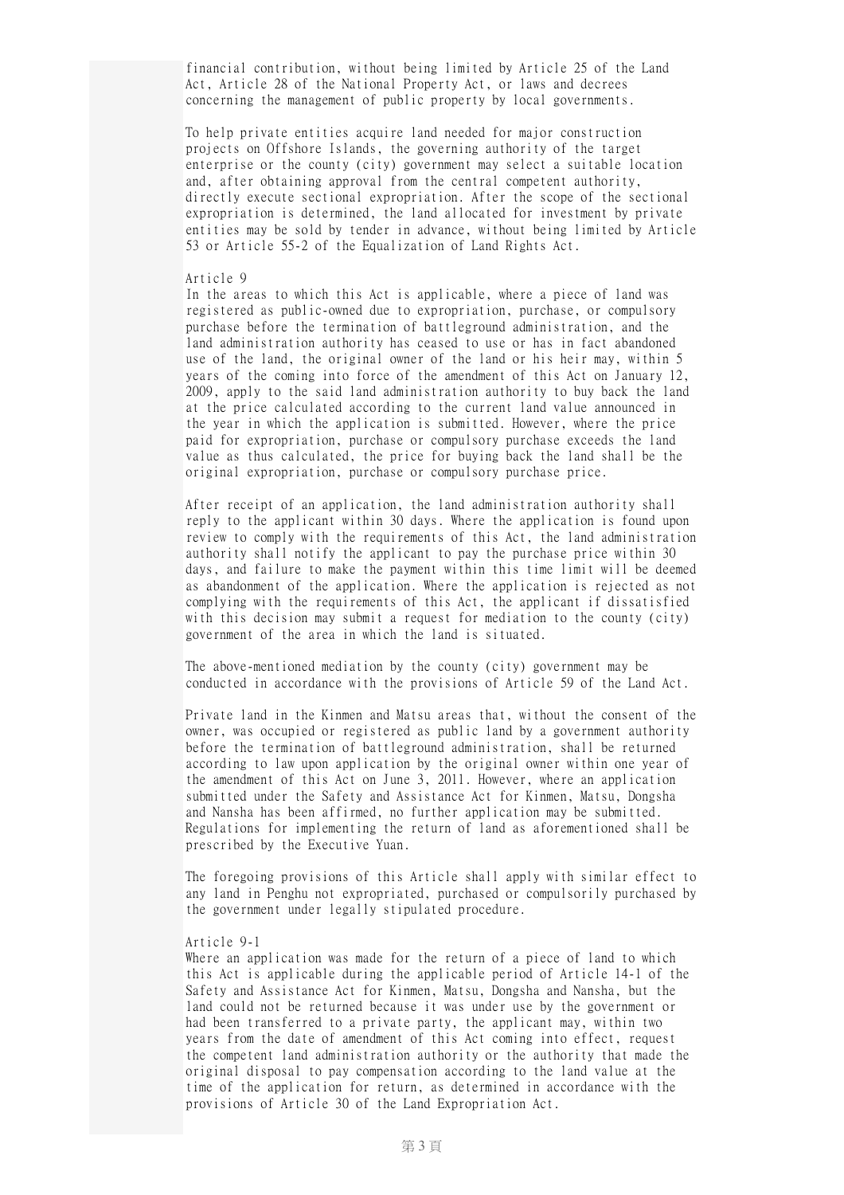financial contribution, without being limited by Article 25 of the Land Act, Article 28 of the National Property Act, or laws and decrees concerning the management of public property by local governments.

To help private entities acquire land needed for major construction projects on Offshore Islands, the governing authority of the target enterprise or the county (city) government may select a suitable location and, after obtaining approval from the central competent authority, directly execute sectional expropriation. After the scope of the sectional expropriation is determined, the land allocated for investment by private entities may be sold by tender in advance, without being limited by Article 53 or Article 55-2 of the Equalization of Land Rights Act.

Article 9

In the areas to which this Act is applicable, where a piece of land was registered as public-owned due to expropriation, purchase, or compulsory purchase before the termination of battleground administration, and the land administration authority has ceased to use or has in fact abandoned use of the land, the original owner of the land or his heir may, within 5 years of the coming into force of the amendment of this Act on January 12, 2009, apply to the said land administration authority to buy back the land at the price calculated according to the current land value announced in the year in which the application is submitted. However, where the price paid for expropriation, purchase or compulsory purchase exceeds the land value as thus calculated, the price for buying back the land shall be the original expropriation, purchase or compulsory purchase price.

After receipt of an application, the land administration authority shall reply to the applicant within 30 days. Where the application is found upon review to comply with the requirements of this Act, the land administration authority shall notify the applicant to pay the purchase price within 30 days, and failure to make the payment within this time limit will be deemed as abandonment of the application. Where the application is rejected as not complying with the requirements of this Act, the applicant if dissatisfied with this decision may submit a request for mediation to the county (city) government of the area in which the land is situated.

The above-mentioned mediation by the county (city) government may be conducted in accordance with the provisions of Article 59 of the Land Act.

Private land in the Kinmen and Matsu areas that, without the consent of the owner, was occupied or registered as public land by a government authority before the termination of battleground administration, shall be returned according to law upon application by the original owner within one year of the amendment of this Act on June 3, 2011. However, where an application submitted under the Safety and Assistance Act for Kinmen, Matsu, Dongsha and Nansha has been affirmed, no further application may be submitted. Regulations for implementing the return of land as aforementioned shall be prescribed by the Executive Yuan.

The foregoing provisions of this Article shall apply with similar effect to any land in Penghu not expropriated, purchased or compulsorily purchased by the government under legally stipulated procedure.

Article 9-1

Where an application was made for the return of a piece of land to which this Act is applicable during the applicable period of Article 14-1 of the Safety and Assistance Act for Kinmen, Matsu, Dongsha and Nansha, but the land could not be returned because it was under use by the government or had been transferred to a private party, the applicant may, within two years from the date of amendment of this Act coming into effect, request the competent land administration authority or the authority that made the original disposal to pay compensation according to the land value at the time of the application for return, as determined in accordance with the provisions of Article 30 of the Land Expropriation Act.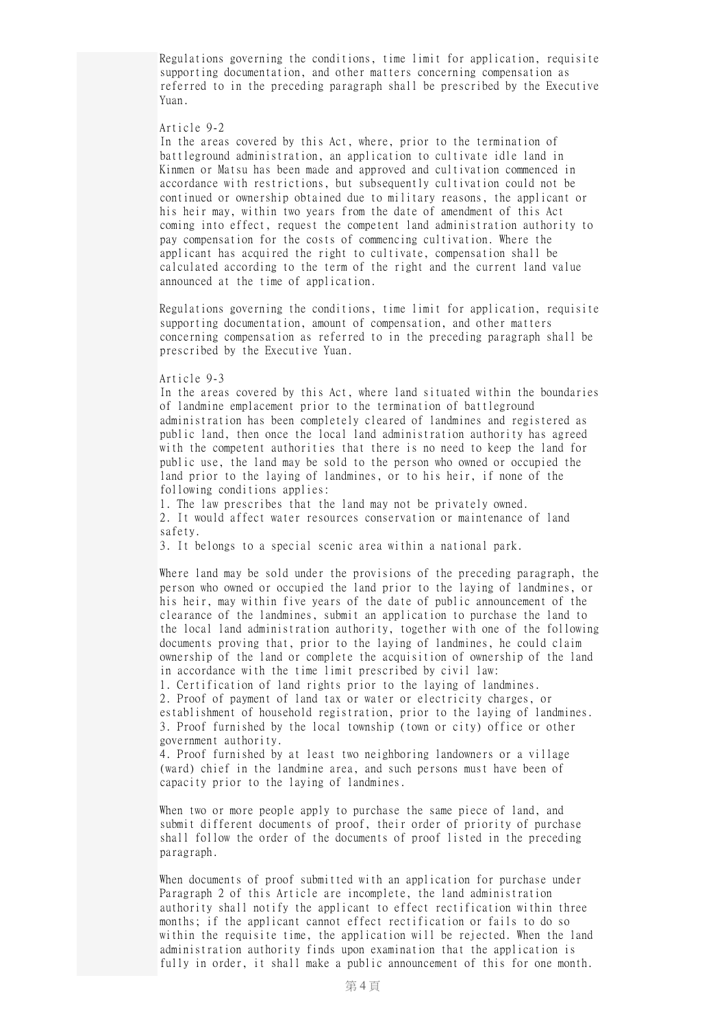Regulations governing the conditions, time limit for application, requisite supporting documentation, and other matters concerning compensation as referred to in the preceding paragraph shall be prescribed by the Executive Yuan.

Article 9-2

In the areas covered by this Act, where, prior to the termination of battleground administration, an application to cultivate idle land in Kinmen or Matsu has been made and approved and cultivation commenced in accordance with restrictions, but subsequently cultivation could not be continued or ownership obtained due to military reasons, the applicant or his heir may, within two years from the date of amendment of this Act coming into effect, request the competent land administration authority to pay compensation for the costs of commencing cultivation. Where the applicant has acquired the right to cultivate, compensation shall be calculated according to the term of the right and the current land value announced at the time of application.

Regulations governing the conditions, time limit for application, requisite supporting documentation, amount of compensation, and other matters concerning compensation as referred to in the preceding paragraph shall be prescribed by the Executive Yuan.

Article 9-3

In the areas covered by this Act, where land situated within the boundaries of landmine emplacement prior to the termination of battleground administration has been completely cleared of landmines and registered as public land, then once the local land administration authority has agreed with the competent authorities that there is no need to keep the land for public use, the land may be sold to the person who owned or occupied the land prior to the laying of landmines, or to his heir, if none of the following conditions applies:

1. The law prescribes that the land may not be privately owned.
2. It would affect water resources conservation or maintenance of land safety.
3. It belongs to a special scenic area within a national park.

Where land may be sold under the provisions of the preceding paragraph, the person who owned or occupied the land prior to the laying of landmines, or his heir, may within five years of the date of public announcement of the clearance of the landmines, submit an application to purchase the land to the local land administration authority, together with one of the following documents proving that, prior to the laying of landmines, he could claim ownership of the land or complete the acquisition of ownership of the land in accordance with the time limit prescribed by civil law:

1. Certification of land rights prior to the laying of landmines.
2. Proof of payment of land tax or water or electricity charges, or establishment of household registration, prior to the laying of landmines.
3. Proof furnished by the local township (town or city) office or other government authority.
4. Proof furnished by at least two neighboring landowners or a village (ward) chief in the landmine area, and such persons must have been of capacity prior to the laying of landmines.

When two or more people apply to purchase the same piece of land, and submit different documents of proof, their order of priority of purchase shall follow the order of the documents of proof listed in the preceding paragraph.

When documents of proof submitted with an application for purchase under Paragraph 2 of this Article are incomplete, the land administration authority shall notify the applicant to effect rectification within three months; if the applicant cannot effect rectification or fails to do so within the requisite time, the application will be rejected. When the land administration authority finds upon examination that the application is fully in order, it shall make a public announcement of this for one month.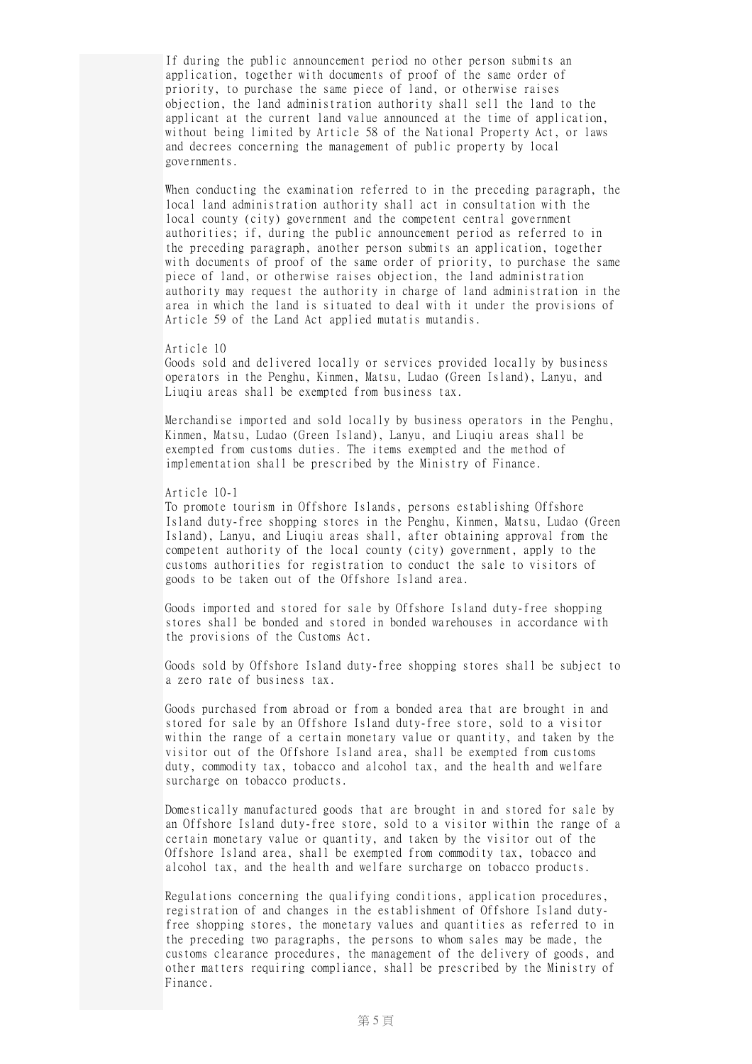If during the public announcement period no other person submits an application, together with documents of proof of the same order of priority, to purchase the same piece of land, or otherwise raises objection, the land administration authority shall sell the land to the applicant at the current land value announced at the time of application, without being limited by Article 58 of the National Property Act, or laws and decrees concerning the management of public property by local governments.

When conducting the examination referred to in the preceding paragraph, the local land administration authority shall act in consultation with the local county (city) government and the competent central government authorities; if, during the public announcement period as referred to in the preceding paragraph, another person submits an application, together with documents of proof of the same order of priority, to purchase the same piece of land, or otherwise raises objection, the land administration authority may request the authority in charge of land administration in the area in which the land is situated to deal with it under the provisions of Article 59 of the Land Act applied mutatis mutandis.

Article 10
Goods sold and delivered locally or services provided locally by business operators in the Penghu, Kinmen, Matsu, Ludao (Green Island), Lanyu, and Liuqiu areas shall be exempted from business tax.

Merchandise imported and sold locally by business operators in the Penghu, Kinmen, Matsu, Ludao (Green Island), Lanyu, and Liuqiu areas shall be exempted from customs duties. The items exempted and the method of implementation shall be prescribed by the Ministry of Finance.

Article 10-1
To promote tourism in Offshore Islands, persons establishing Offshore Island duty-free shopping stores in the Penghu, Kinmen, Matsu, Ludao (Green Island), Lanyu, and Liuqiu areas shall, after obtaining approval from the competent authority of the local county (city) government, apply to the customs authorities for registration to conduct the sale to visitors of goods to be taken out of the Offshore Island area.

Goods imported and stored for sale by Offshore Island duty-free shopping stores shall be bonded and stored in bonded warehouses in accordance with the provisions of the Customs Act.

Goods sold by Offshore Island duty-free shopping stores shall be subject to a zero rate of business tax.

Goods purchased from abroad or from a bonded area that are brought in and stored for sale by an Offshore Island duty-free store, sold to a visitor within the range of a certain monetary value or quantity, and taken by the visitor out of the Offshore Island area, shall be exempted from customs duty, commodity tax, tobacco and alcohol tax, and the health and welfare surcharge on tobacco products.

Domestically manufactured goods that are brought in and stored for sale by an Offshore Island duty-free store, sold to a visitor within the range of a certain monetary value or quantity, and taken by the visitor out of the Offshore Island area, shall be exempted from commodity tax, tobacco and alcohol tax, and the health and welfare surcharge on tobacco products.

Regulations concerning the qualifying conditions, application procedures, registration of and changes in the establishment of Offshore Island duty-free shopping stores, the monetary values and quantities as referred to in the preceding two paragraphs, the persons to whom sales may be made, the customs clearance procedures, the management of the delivery of goods, and other matters requiring compliance, shall be prescribed by the Ministry of Finance.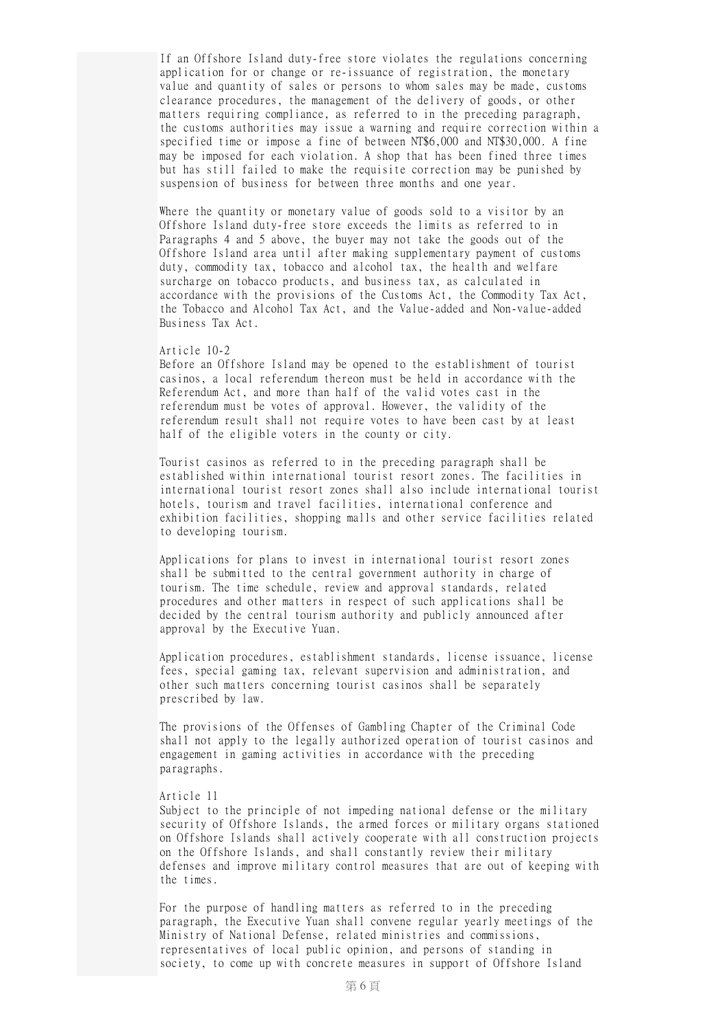If an Offshore Island duty-free store violates the regulations concerning application for or change or re-issuance of registration, the monetary value and quantity of sales or persons to whom sales may be made, customs clearance procedures, the management of the delivery of goods, or other matters requiring compliance, as referred to in the preceding paragraph, the customs authorities may issue a warning and require correction within a specified time or impose a fine of between NT$6,000 and NT$30,000. A fine may be imposed for each violation. A shop that has been fined three times but has still failed to make the requisite correction may be punished by suspension of business for between three months and one year.

Where the quantity or monetary value of goods sold to a visitor by an Offshore Island duty-free store exceeds the limits as referred to in Paragraphs 4 and 5 above, the buyer may not take the goods out of the Offshore Island area until after making supplementary payment of customs duty, commodity tax, tobacco and alcohol tax, the health and welfare surcharge on tobacco products, and business tax, as calculated in accordance with the provisions of the Customs Act, the Commodity Tax Act, the Tobacco and Alcohol Tax Act, and the Value-added and Non-value-added Business Tax Act.

Article 10-2
Before an Offshore Island may be opened to the establishment of tourist casinos, a local referendum thereon must be held in accordance with the Referendum Act, and more than half of the valid votes cast in the referendum must be votes of approval. However, the validity of the referendum result shall not require votes to have been cast by at least half of the eligible voters in the county or city.

Tourist casinos as referred to in the preceding paragraph shall be established within international tourist resort zones. The facilities in international tourist resort zones shall also include international tourist hotels, tourism and travel facilities, international conference and exhibition facilities, shopping malls and other service facilities related to developing tourism.

Applications for plans to invest in international tourist resort zones shall be submitted to the central government authority in charge of tourism. The time schedule, review and approval standards, related procedures and other matters in respect of such applications shall be decided by the central tourism authority and publicly announced after approval by the Executive Yuan.

Application procedures, establishment standards, license issuance, license fees, special gaming tax, relevant supervision and administration, and other such matters concerning tourist casinos shall be separately prescribed by law.

The provisions of the Offenses of Gambling Chapter of the Criminal Code shall not apply to the legally authorized operation of tourist casinos and engagement in gaming activities in accordance with the preceding paragraphs.

Article 11
Subject to the principle of not impeding national defense or the military security of Offshore Islands, the armed forces or military organs stationed on Offshore Islands shall actively cooperate with all construction projects on the Offshore Islands, and shall constantly review their military defenses and improve military control measures that are out of keeping with the times.

For the purpose of handling matters as referred to in the preceding paragraph, the Executive Yuan shall convene regular yearly meetings of the Ministry of National Defense, related ministries and commissions, representatives of local public opinion, and persons of standing in society, to come up with concrete measures in support of Offshore Island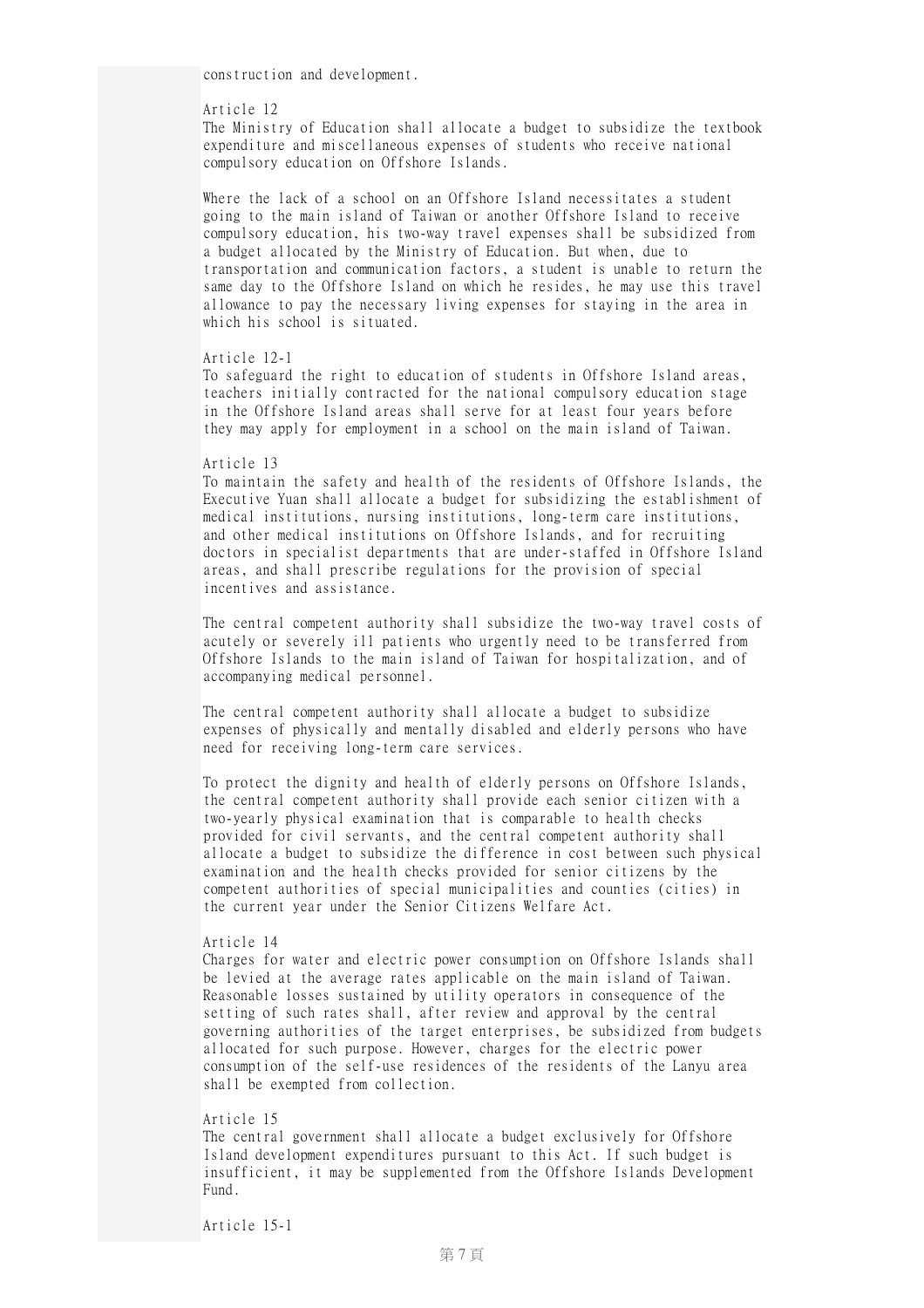construction and development.

Article 12

The Ministry of Education shall allocate a budget to subsidize the textbook expenditure and miscellaneous expenses of students who receive national compulsory education on Offshore Islands.

Where the lack of a school on an Offshore Island necessitates a student going to the main island of Taiwan or another Offshore Island to receive compulsory education, his two-way travel expenses shall be subsidized from a budget allocated by the Ministry of Education. But when, due to transportation and communication factors, a student is unable to return the same day to the Offshore Island on which he resides, he may use this travel allowance to pay the necessary living expenses for staying in the area in which his school is situated.

Article 12-1

To safeguard the right to education of students in Offshore Island areas, teachers initially contracted for the national compulsory education stage in the Offshore Island areas shall serve for at least four years before they may apply for employment in a school on the main island of Taiwan.

Article 13

To maintain the safety and health of the residents of Offshore Islands, the Executive Yuan shall allocate a budget for subsidizing the establishment of medical institutions, nursing institutions, long-term care institutions, and other medical institutions on Offshore Islands, and for recruiting doctors in specialist departments that are under-staffed in Offshore Island areas, and shall prescribe regulations for the provision of special incentives and assistance.

The central competent authority shall subsidize the two-way travel costs of acutely or severely ill patients who urgently need to be transferred from Offshore Islands to the main island of Taiwan for hospitalization, and of accompanying medical personnel.

The central competent authority shall allocate a budget to subsidize expenses of physically and mentally disabled and elderly persons who have need for receiving long-term care services.

To protect the dignity and health of elderly persons on Offshore Islands, the central competent authority shall provide each senior citizen with a two-yearly physical examination that is comparable to health checks provided for civil servants, and the central competent authority shall allocate a budget to subsidize the difference in cost between such physical examination and the health checks provided for senior citizens by the competent authorities of special municipalities and counties (cities) in the current year under the Senior Citizens Welfare Act.

Article 14

Charges for water and electric power consumption on Offshore Islands shall be levied at the average rates applicable on the main island of Taiwan. Reasonable losses sustained by utility operators in consequence of the setting of such rates shall, after review and approval by the central governing authorities of the target enterprises, be subsidized from budgets allocated for such purpose. However, charges for the electric power consumption of the self-use residences of the residents of the Lanyu area shall be exempted from collection.

Article 15

The central government shall allocate a budget exclusively for Offshore Island development expenditures pursuant to this Act. If such budget is insufficient, it may be supplemented from the Offshore Islands Development Fund.

Article 15-1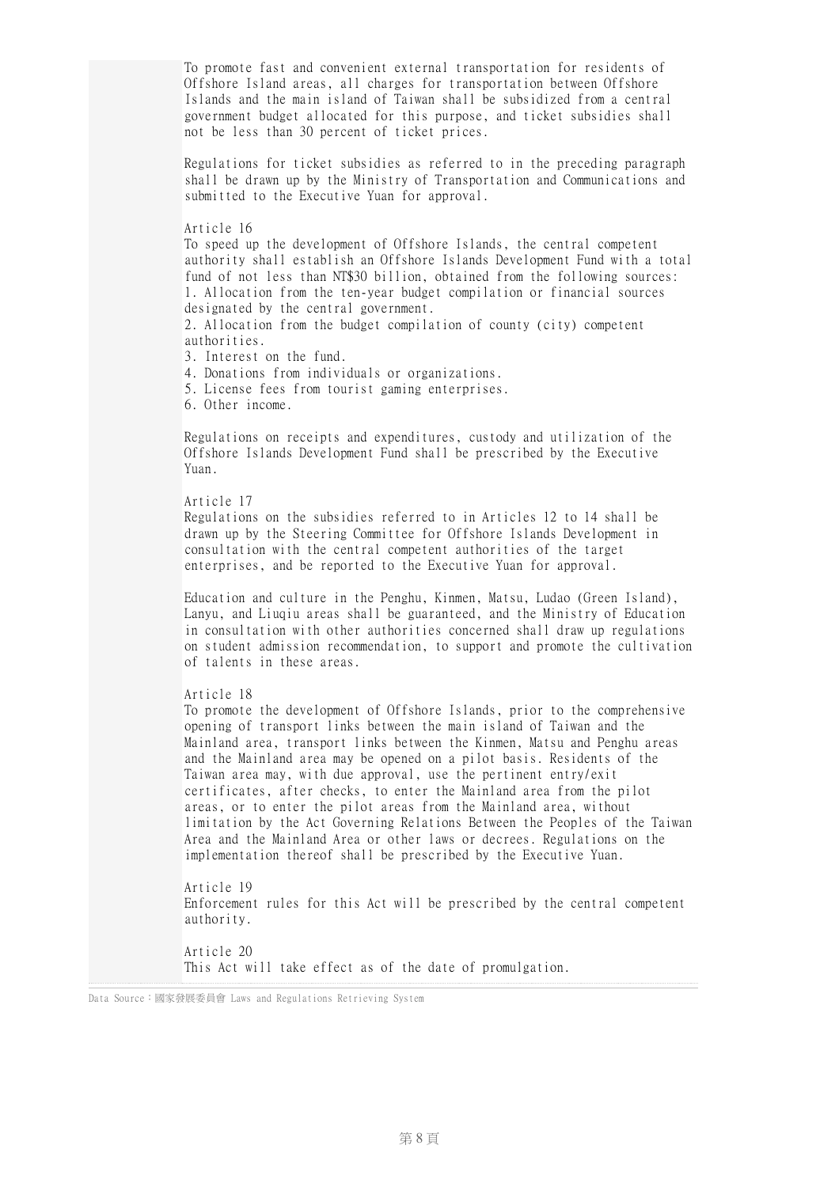To promote fast and convenient external transportation for residents of Offshore Island areas, all charges for transportation between Offshore Islands and the main island of Taiwan shall be subsidized from a central government budget allocated for this purpose, and ticket subsidies shall not be less than 30 percent of ticket prices.

Regulations for ticket subsidies as referred to in the preceding paragraph shall be drawn up by the Ministry of Transportation and Communications and submitted to the Executive Yuan for approval.

Article 16

To speed up the development of Offshore Islands, the central competent authority shall establish an Offshore Islands Development Fund with a total fund of not less than NT$30 billion, obtained from the following sources:

1. Allocation from the ten-year budget compilation or financial sources designated by the central government.
2. Allocation from the budget compilation of county (city) competent authorities.
3. Interest on the fund.
4. Donations from individuals or organizations.
5. License fees from tourist gaming enterprises.
6. Other income.

Regulations on receipts and expenditures, custody and utilization of the Offshore Islands Development Fund shall be prescribed by the Executive Yuan.

Article 17

Regulations on the subsidies referred to in Articles 12 to 14 shall be drawn up by the Steering Committee for Offshore Islands Development in consultation with the central competent authorities of the target enterprises, and be reported to the Executive Yuan for approval.

Education and culture in the Penghu, Kinmen, Matsu, Ludao (Green Island), Lanyu, and Liuqiu areas shall be guaranteed, and the Ministry of Education in consultation with other authorities concerned shall draw up regulations on student admission recommendation, to support and promote the cultivation of talents in these areas.

Article 18

To promote the development of Offshore Islands, prior to the comprehensive opening of transport links between the main island of Taiwan and the Mainland area, transport links between the Kinmen, Matsu and Penghu areas and the Mainland area may be opened on a pilot basis. Residents of the Taiwan area may, with due approval, use the pertinent entry/exit certificates, after checks, to enter the Mainland area from the pilot areas, or to enter the pilot areas from the Mainland area, without limitation by the Act Governing Relations Between the Peoples of the Taiwan Area and the Mainland Area or other laws or decrees. Regulations on the implementation thereof shall be prescribed by the Executive Yuan.

Article 19

Enforcement rules for this Act will be prescribed by the central competent authority.

Article 20

This Act will take effect as of the date of promulgation.

Data Source：國家發展委員會 Laws and Regulations Retrieving System